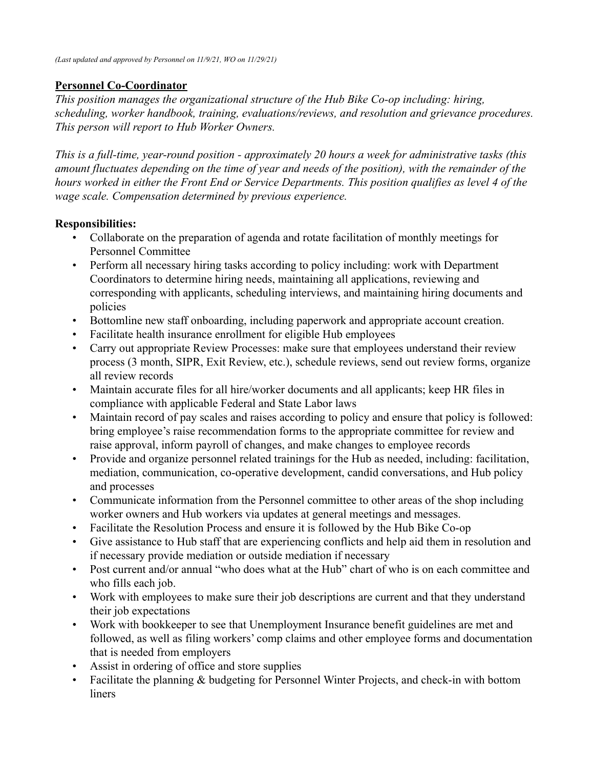*(Last updated and approved by Personnel on 11/9/21, WO on 11/29/21)*

## Personnel Co-Coordinator

*This position manages the organizational structure of the Hub Bike Co-op including: hiring, scheduling, worker handbook, training, evaluations/reviews, and resolution and grievance procedures. This person will report to Hub Worker Owners.*

*This is a full-time, year-round position - approximately 20 hours a week for administrative tasks (this amount fluctuates depending on the time of year and needs of the position), with the remainder of the hours worked in either the Front End or Service Departments. This position qualifies as level 4 of the wage scale. Compensation determined by previous experience.*

**Responsibilities:**

- Collaborate on the preparation of agenda and rotate facilitation of monthly meetings for Personnel Committee
- Perform all necessary hiring tasks according to policy including: work with Department Coordinators to determine hiring needs, maintaining all applications, reviewing and corresponding with applicants, scheduling interviews, and maintaining hiring documents and policies
- Bottomline new staff onboarding, including paperwork and appropriate account creation.
- Facilitate health insurance enrollment for eligible Hub employees
- Carry out appropriate Review Processes: make sure that employees understand their review process (3 month, SIPR, Exit Review, etc.), schedule reviews, send out review forms, organize all review records
- Maintain accurate files for all hire/worker documents and all applicants; keep HR files in compliance with applicable Federal and State Labor laws
- Maintain record of pay scales and raises according to policy and ensure that policy is followed: bring employee's raise recommendation forms to the appropriate committee for review and raise approval, inform payroll of changes, and make changes to employee records
- Provide and organize personnel related trainings for the Hub as needed, including: facilitation, mediation, communication, co-operative development, candid conversations, and Hub policy and processes
- Communicate information from the Personnel committee to other areas of the shop including worker owners and Hub workers via updates at general meetings and messages.
- Facilitate the Resolution Process and ensure it is followed by the Hub Bike Co-op
- Give assistance to Hub staff that are experiencing conflicts and help aid them in resolution and if necessary provide mediation or outside mediation if necessary
- Post current and/or annual "who does what at the Hub" chart of who is on each committee and who fills each job.
- Work with employees to make sure their job descriptions are current and that they understand their job expectations
- Work with bookkeeper to see that Unemployment Insurance benefit guidelines are met and followed, as well as filing workers' comp claims and other employee forms and documentation that is needed from employers
- Assist in ordering of office and store supplies
- Facilitate the planning & budgeting for Personnel Winter Projects, and check-in with bottom liners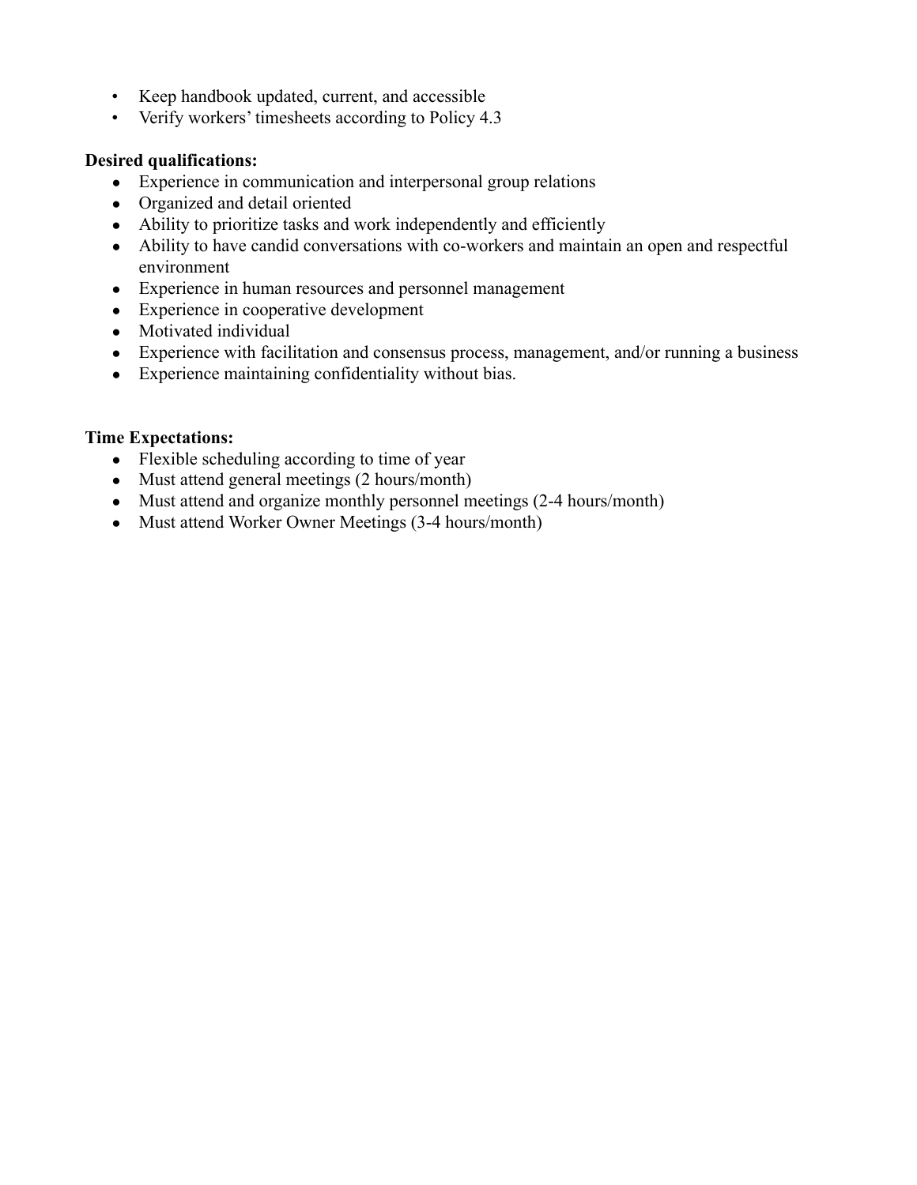- Keep handbook updated, current, and accessible
- Verify workers' timesheets according to Policy 4.3

**Desired qualifications:**

- Experience in communication and interpersonal group relations
- Organized and detail oriented
- Ability to prioritize tasks and work independently and efficiently
- Ability to have candid conversations with co-workers and maintain an open and respectful environment
- Experience in human resources and personnel management
- Experience in cooperative development
- Motivated individual
- Experience with facilitation and consensus process, management, and/or running a business
- Experience maintaining confidentiality without bias.

**Time Expectations:**

- Flexible scheduling according to time of year
- Must attend general meetings (2 hours/month)
- Must attend and organize monthly personnel meetings (2-4 hours/month)
- Must attend Worker Owner Meetings (3-4 hours/month)